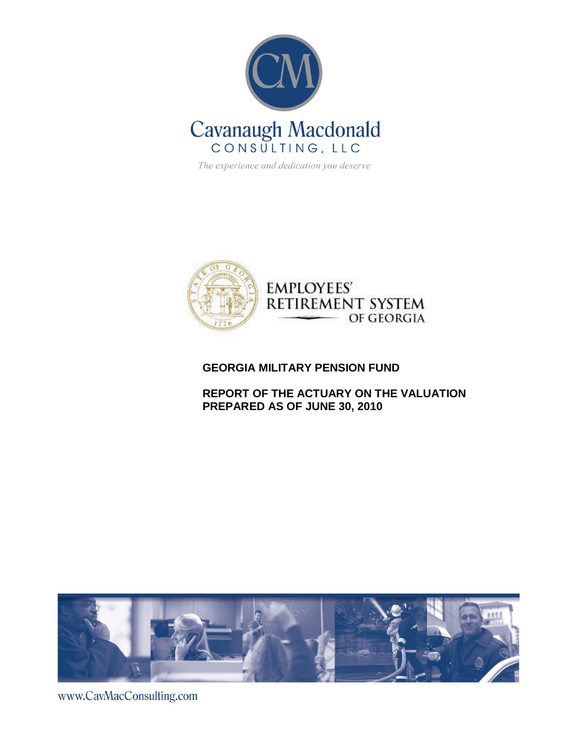Cavanaugh Macdonald

CONSULTING, LLC

*The experience and dedication you deserve*

EMPLOYEES' RETIREMENT SYSTEM OF GEORGIA

**GEORGIA MILITARY PENSION FUND**

**REPORT OF THE ACTUARY ON THE VALUATION PREPARED AS OF JUNE 30, 2010**

www.CavMacConsulting.com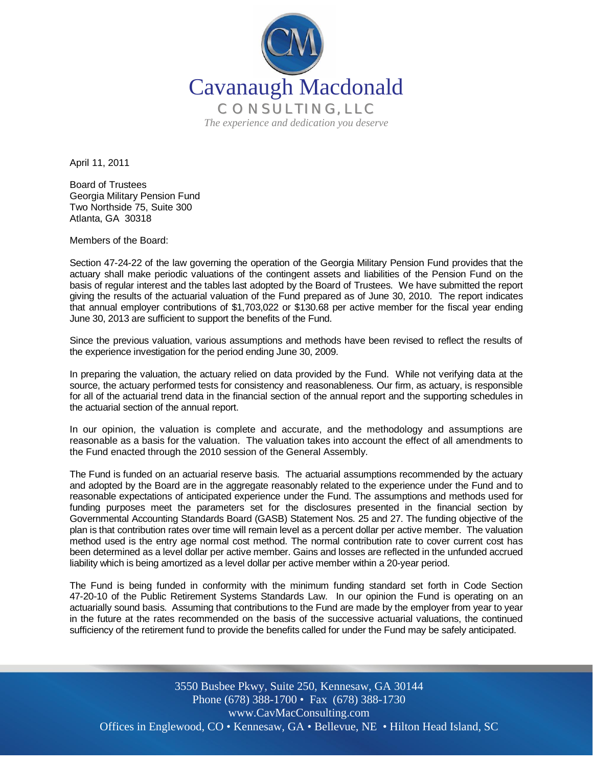# Cavanaugh Macdonald

CONSULTING, LLC

*The experience and dedication you deserve*

April 11, 2011

Board of Trustees
Georgia Military Pension Fund
Two Northside 75, Suite 300
Atlanta, GA 30318

Members of the Board:

Section 47-24-22 of the law governing the operation of the Georgia Military Pension Fund provides that the actuary shall make periodic valuations of the contingent assets and liabilities of the Pension Fund on the basis of regular interest and the tables last adopted by the Board of Trustees. We have submitted the report giving the results of the actuarial valuation of the Fund prepared as of June 30, 2010. The report indicates that annual employer contributions of $1,703,022 or $130.68 per active member for the fiscal year ending June 30, 2013 are sufficient to support the benefits of the Fund.

Since the previous valuation, various assumptions and methods have been revised to reflect the results of the experience investigation for the period ending June 30, 2009.

In preparing the valuation, the actuary relied on data provided by the Fund. While not verifying data at the source, the actuary performed tests for consistency and reasonableness. Our firm, as actuary, is responsible for all of the actuarial trend data in the financial section of the annual report and the supporting schedules in the actuarial section of the annual report.

In our opinion, the valuation is complete and accurate, and the methodology and assumptions are reasonable as a basis for the valuation. The valuation takes into account the effect of all amendments to the Fund enacted through the 2010 session of the General Assembly.

The Fund is funded on an actuarial reserve basis. The actuarial assumptions recommended by the actuary and adopted by the Board are in the aggregate reasonably related to the experience under the Fund and to reasonable expectations of anticipated experience under the Fund. The assumptions and methods used for funding purposes meet the parameters set for the disclosures presented in the financial section by Governmental Accounting Standards Board (GASB) Statement Nos. 25 and 27. The funding objective of the plan is that contribution rates over time will remain level as a percent dollar per active member. The valuation method used is the entry age normal cost method. The normal contribution rate to cover current cost has been determined as a level dollar per active member. Gains and losses are reflected in the unfunded accrued liability which is being amortized as a level dollar per active member within a 20-year period.

The Fund is being funded in conformity with the minimum funding standard set forth in Code Section 47-20-10 of the Public Retirement Systems Standards Law. In our opinion the Fund is operating on an actuarially sound basis. Assuming that contributions to the Fund are made by the employer from year to year in the future at the rates recommended on the basis of the successive actuarial valuations, the continued sufficiency of the retirement fund to provide the benefits called for under the Fund may be safely anticipated.

3550 Busbee Pkwy, Suite 250, Kennesaw, GA 30144
Phone (678) 388-1700 • Fax (678) 388-1730
www.CavMacConsulting.com
Offices in Englewood, CO • Kennesaw, GA • Bellevue, NE • Hilton Head Island, SC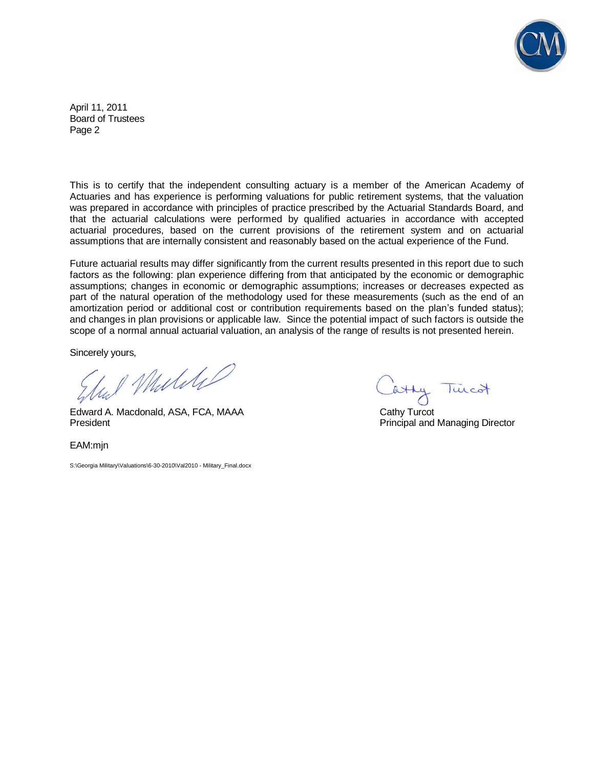April 11, 2011
Board of Trustees
Page 2

This is to certify that the independent consulting actuary is a member of the American Academy of Actuaries and has experience is performing valuations for public retirement systems, that the valuation was prepared in accordance with principles of practice prescribed by the Actuarial Standards Board, and that the actuarial calculations were performed by qualified actuaries in accordance with accepted actuarial procedures, based on the current provisions of the retirement system and on actuarial assumptions that are internally consistent and reasonably based on the actual experience of the Fund.

Future actuarial results may differ significantly from the current results presented in this report due to such factors as the following: plan experience differing from that anticipated by the economic or demographic assumptions; changes in economic or demographic assumptions; increases or decreases expected as part of the natural operation of the methodology used for these measurements (such as the end of an amortization period or additional cost or contribution requirements based on the plan's funded status); and changes in plan provisions or applicable law. Since the potential impact of such factors is outside the scope of a normal annual actuarial valuation, an analysis of the range of results is not presented herein.

Sincerely yours,

Edward A. Macdonald, ASA, FCA, MAAA
President

Cathy Turcot
Principal and Managing Director

EAM:mjn

S:\Georgia Military\Valuations\6-30-2010\Val2010 - Military_Final.docx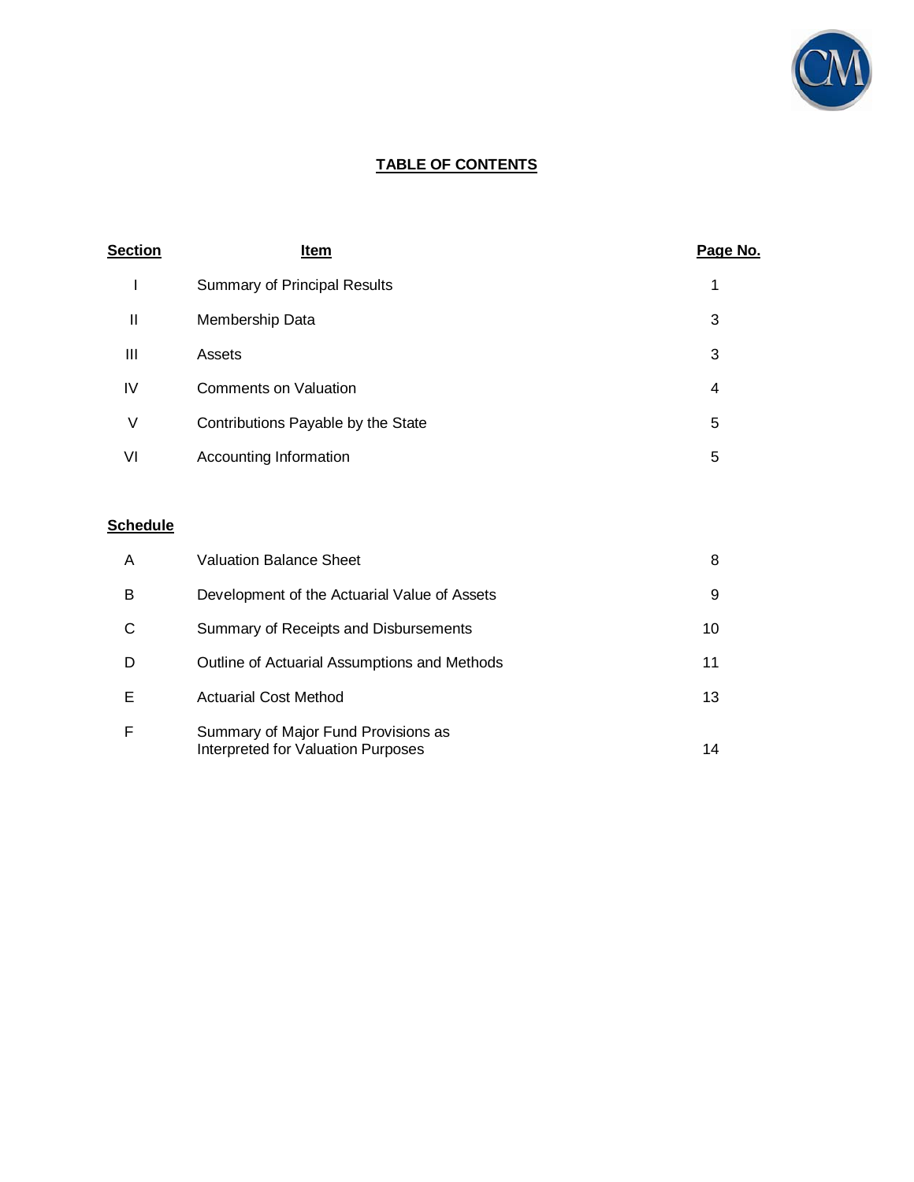# TABLE OF CONTENTS

| Section | Item | Page No. |
|---|---|---|
| I | Summary of Principal Results | 1 |
| II | Membership Data | 3 |
| III | Assets | 3 |
| IV | Comments on Valuation | 4 |
| V | Contributions Payable by the State | 5 |
| VI | Accounting Information | 5 |

| Schedule | | |
|---|---|---|
| A | Valuation Balance Sheet | 8 |
| B | Development of the Actuarial Value of Assets | 9 |
| C | Summary of Receipts and Disbursements | 10 |
| D | Outline of Actuarial Assumptions and Methods | 11 |
| E | Actuarial Cost Method | 13 |
| F | Summary of Major Fund Provisions as Interpreted for Valuation Purposes | 14 |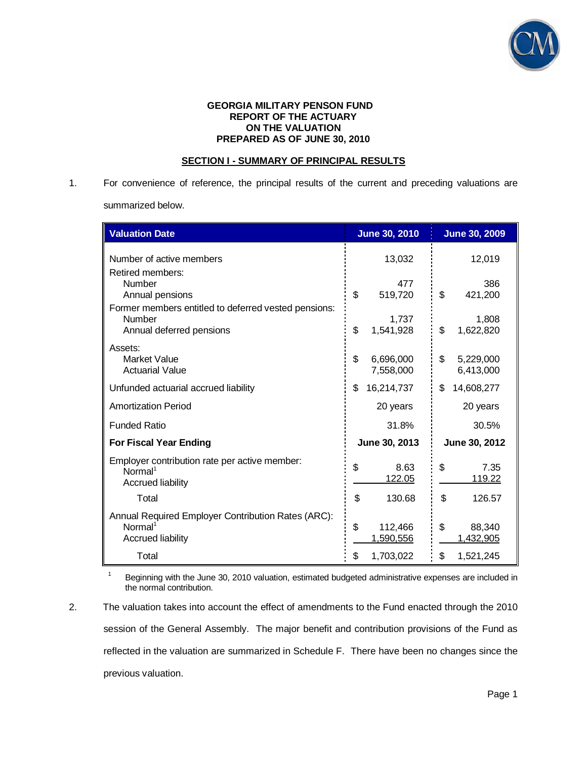**GEORGIA MILITARY PENSON FUND**
**REPORT OF THE ACTUARY**
**ON THE VALUATION**
**PREPARED AS OF JUNE 30, 2010**

## SECTION I - SUMMARY OF PRINCIPAL RESULTS

1. For convenience of reference, the principal results of the current and preceding valuations are summarized below.

| Valuation Date | June 30, 2010 | June 30, 2009 |
|---|---|---|
| Number of active members | 13,032 | 12,019 |
| Retired members: | | |
| Number | 477 | 386 |
| Annual pensions | $ 519,720 | $ 421,200 |
| Former members entitled to deferred vested pensions: | | |
| Number | 1,737 | 1,808 |
| Annual deferred pensions | $ 1,541,928 | $ 1,622,820 |
| Assets: | | |
| Market Value | $ 6,696,000 | $ 5,229,000 |
| Actuarial Value | 7,558,000 | 6,413,000 |
| Unfunded actuarial accrued liability | $ 16,214,737 | $ 14,608,277 |
| Amortization Period | 20 years | 20 years |
| Funded Ratio | 31.8% | 30.5% |
| **For Fiscal Year Ending** | **June 30, 2013** | **June 30, 2012** |
| Employer contribution rate per active member: | | |
| Normal[1] | $ 8.63 | $ 7.35 |
| Accrued liability | 122.05 | 119.22 |
| Total | $ 130.68 | $ 126.57 |
| Annual Required Employer Contribution Rates (ARC): | | |
| Normal[1] | $ 112,466 | $ 88,340 |
| Accrued liability | 1,590,556 | 1,432,905 |
| Total | $ 1,703,022 | $ 1,521,245 |

[1] Beginning with the June 30, 2010 valuation, estimated budgeted administrative expenses are included in the normal contribution.

2. The valuation takes into account the effect of amendments to the Fund enacted through the 2010 session of the General Assembly. The major benefit and contribution provisions of the Fund as reflected in the valuation are summarized in Schedule F. There have been no changes since the previous valuation.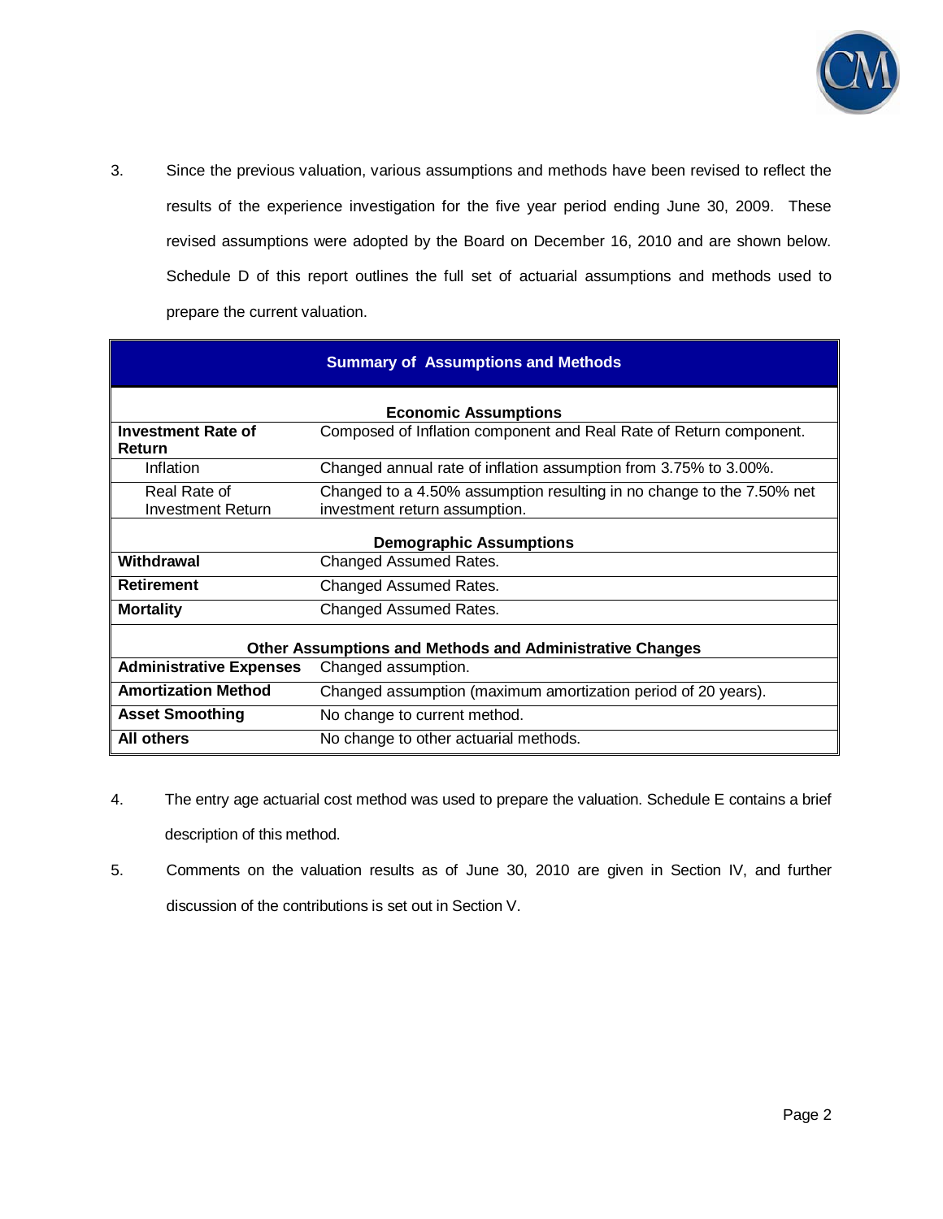3. Since the previous valuation, various assumptions and methods have been revised to reflect the results of the experience investigation for the five year period ending June 30, 2009. These revised assumptions were adopted by the Board on December 16, 2010 and are shown below. Schedule D of this report outlines the full set of actuarial assumptions and methods used to prepare the current valuation.

| Summary of Assumptions and Methods | |
|---|---|
| **Economic Assumptions** | |
| **Investment Rate of Return** | Composed of Inflation component and Real Rate of Return component. |
| Inflation | Changed annual rate of inflation assumption from 3.75% to 3.00%. |
| Real Rate of Investment Return | Changed to a 4.50% assumption resulting in no change to the 7.50% net investment return assumption. |
| **Demographic Assumptions** | |
| **Withdrawal** | Changed Assumed Rates. |
| **Retirement** | Changed Assumed Rates. |
| **Mortality** | Changed Assumed Rates. |
| **Other Assumptions and Methods and Administrative Changes** | |
| **Administrative Expenses** | Changed assumption. |
| **Amortization Method** | Changed assumption (maximum amortization period of 20 years). |
| **Asset Smoothing** | No change to current method. |
| **All others** | No change to other actuarial methods. |

4. The entry age actuarial cost method was used to prepare the valuation. Schedule E contains a brief description of this method.

5. Comments on the valuation results as of June 30, 2010 are given in Section IV, and further discussion of the contributions is set out in Section V.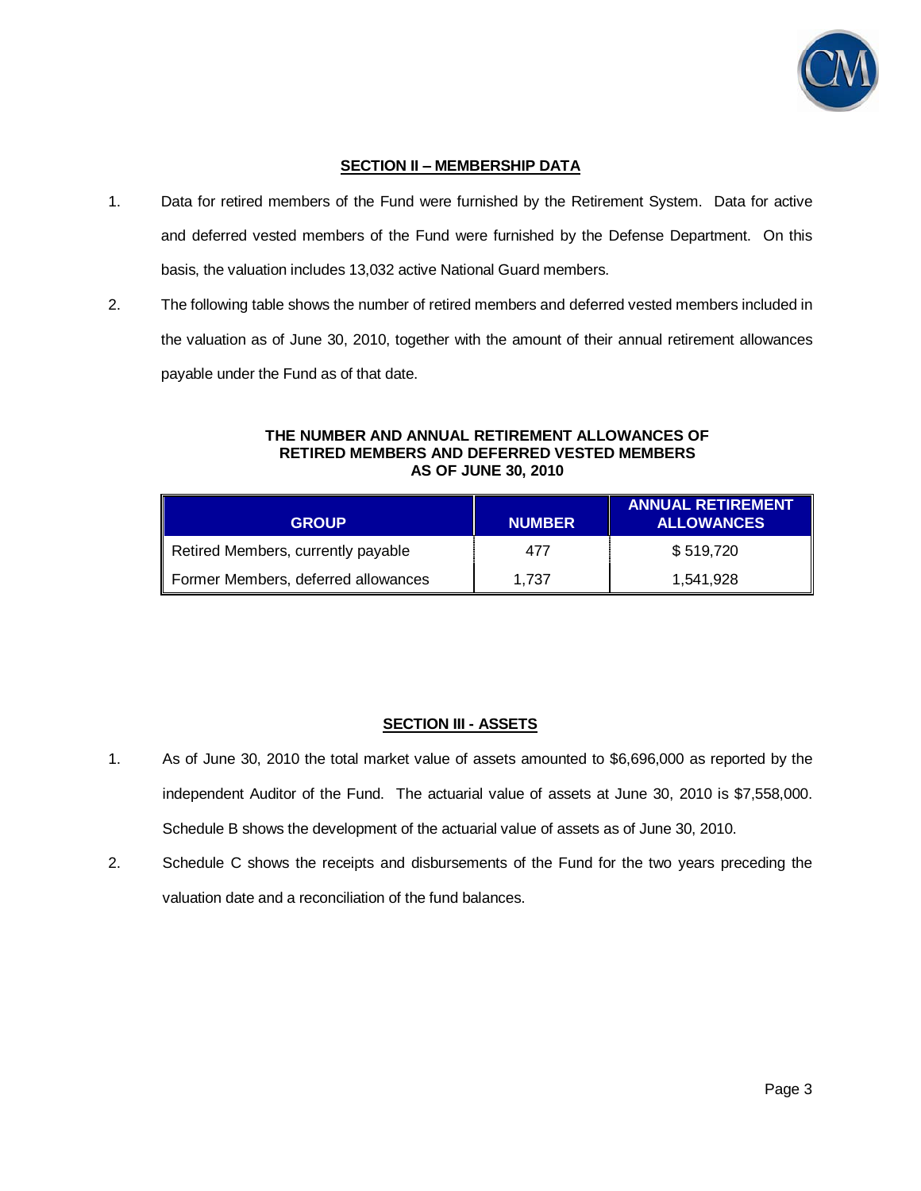## SECTION II – MEMBERSHIP DATA

1. Data for retired members of the Fund were furnished by the Retirement System. Data for active and deferred vested members of the Fund were furnished by the Defense Department. On this basis, the valuation includes 13,032 active National Guard members.

2. The following table shows the number of retired members and deferred vested members included in the valuation as of June 30, 2010, together with the amount of their annual retirement allowances payable under the Fund as of that date.

**THE NUMBER AND ANNUAL RETIREMENT ALLOWANCES OF RETIRED MEMBERS AND DEFERRED VESTED MEMBERS AS OF JUNE 30, 2010**

| GROUP | NUMBER | ANNUAL RETIREMENT ALLOWANCES |
|---|---|---|
| Retired Members, currently payable | 477 | $ 519,720 |
| Former Members, deferred allowances | 1,737 | 1,541,928 |

## SECTION III - ASSETS

1. As of June 30, 2010 the total market value of assets amounted to $6,696,000 as reported by the independent Auditor of the Fund. The actuarial value of assets at June 30, 2010 is $7,558,000. Schedule B shows the development of the actuarial value of assets as of June 30, 2010.

2. Schedule C shows the receipts and disbursements of the Fund for the two years preceding the valuation date and a reconciliation of the fund balances.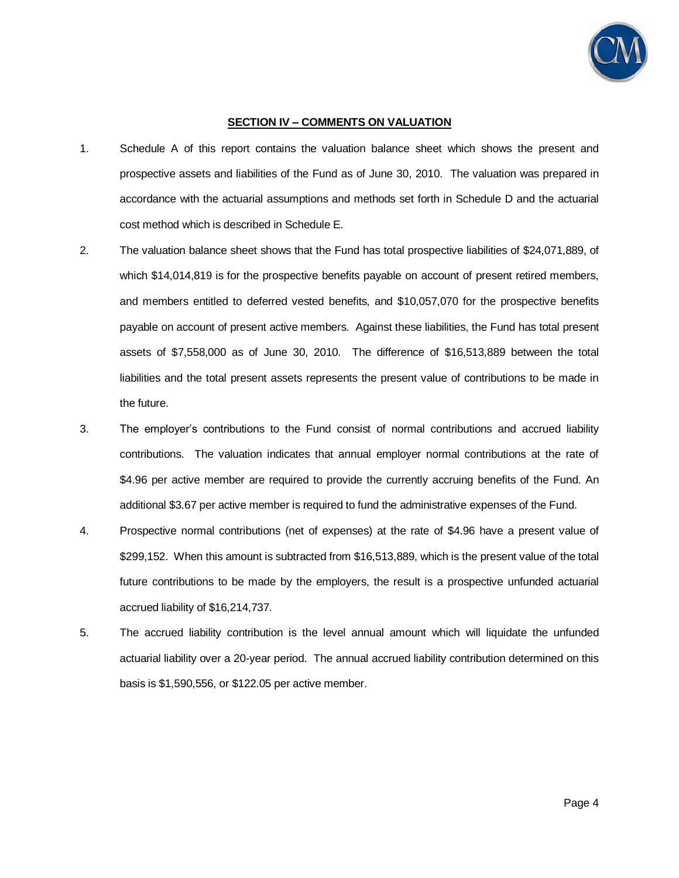## SECTION IV – COMMENTS ON VALUATION

1. Schedule A of this report contains the valuation balance sheet which shows the present and prospective assets and liabilities of the Fund as of June 30, 2010. The valuation was prepared in accordance with the actuarial assumptions and methods set forth in Schedule D and the actuarial cost method which is described in Schedule E.

2. The valuation balance sheet shows that the Fund has total prospective liabilities of $24,071,889, of which $14,014,819 is for the prospective benefits payable on account of present retired members, and members entitled to deferred vested benefits, and $10,057,070 for the prospective benefits payable on account of present active members. Against these liabilities, the Fund has total present assets of $7,558,000 as of June 30, 2010. The difference of $16,513,889 between the total liabilities and the total present assets represents the present value of contributions to be made in the future.

3. The employer's contributions to the Fund consist of normal contributions and accrued liability contributions. The valuation indicates that annual employer normal contributions at the rate of $4.96 per active member are required to provide the currently accruing benefits of the Fund. An additional $3.67 per active member is required to fund the administrative expenses of the Fund.

4. Prospective normal contributions (net of expenses) at the rate of $4.96 have a present value of $299,152. When this amount is subtracted from $16,513,889, which is the present value of the total future contributions to be made by the employers, the result is a prospective unfunded actuarial accrued liability of $16,214,737.

5. The accrued liability contribution is the level annual amount which will liquidate the unfunded actuarial liability over a 20-year period. The annual accrued liability contribution determined on this basis is $1,590,556, or $122.05 per active member.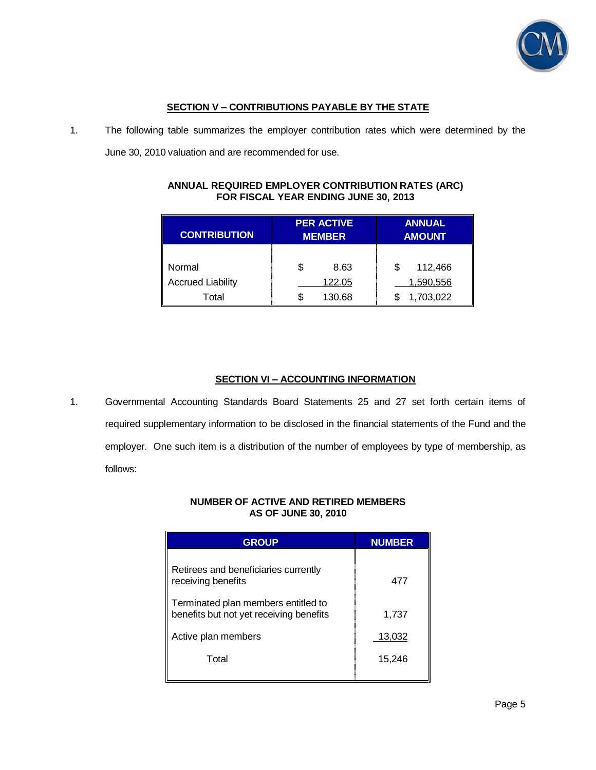## SECTION V – CONTRIBUTIONS PAYABLE BY THE STATE

1. The following table summarizes the employer contribution rates which were determined by the June 30, 2010 valuation and are recommended for use.

**ANNUAL REQUIRED EMPLOYER CONTRIBUTION RATES (ARC)**
**FOR FISCAL YEAR ENDING JUNE 30, 2013**

| CONTRIBUTION | PER ACTIVE MEMBER | ANNUAL AMOUNT |
|---|---|---|
| Normal | $ 8.63 | $ 112,466 |
| Accrued Liability | 122.05 | 1,590,556 |
| Total | $ 130.68 | $ 1,703,022 |

## SECTION VI – ACCOUNTING INFORMATION

1. Governmental Accounting Standards Board Statements 25 and 27 set forth certain items of required supplementary information to be disclosed in the financial statements of the Fund and the employer. One such item is a distribution of the number of employees by type of membership, as follows:

**NUMBER OF ACTIVE AND RETIRED MEMBERS**
**AS OF JUNE 30, 2010**

| GROUP | NUMBER |
|---|---|
| Retirees and beneficiaries currently receiving benefits | 477 |
| Terminated plan members entitled to benefits but not yet receiving benefits | 1,737 |
| Active plan members | 13,032 |
| Total | 15,246 |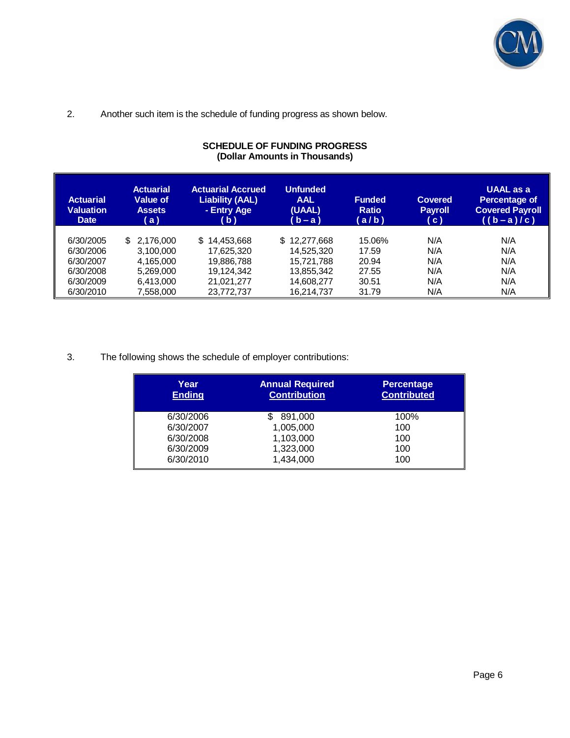2. Another such item is the schedule of funding progress as shown below.

**SCHEDULE OF FUNDING PROGRESS**
**(Dollar Amounts in Thousands)**

| Actuarial Valuation Date | Actuarial Value of Assets ( a ) | Actuarial Accrued Liability (AAL) - Entry Age ( b ) | Unfunded AAL (UAAL) ( b – a ) | Funded Ratio ( a / b ) | Covered Payroll ( c ) | UAAL as a Percentage of Covered Payroll ( ( b – a ) / c ) |
|---|---|---|---|---|---|---|
| 6/30/2005 | $ 2,176,000 | $ 14,453,668 | $ 12,277,668 | 15.06% | N/A | N/A |
| 6/30/2006 | 3,100,000 | 17,625,320 | 14,525,320 | 17.59 | N/A | N/A |
| 6/30/2007 | 4,165,000 | 19,886,788 | 15,721,788 | 20.94 | N/A | N/A |
| 6/30/2008 | 5,269,000 | 19,124,342 | 13,855,342 | 27.55 | N/A | N/A |
| 6/30/2009 | 6,413,000 | 21,021,277 | 14,608,277 | 30.51 | N/A | N/A |
| 6/30/2010 | 7,558,000 | 23,772,737 | 16,214,737 | 31.79 | N/A | N/A |

3. The following shows the schedule of employer contributions:

| Year Ending | Annual Required Contribution | Percentage Contributed |
|---|---|---|
| 6/30/2006 | $ 891,000 | 100% |
| 6/30/2007 | 1,005,000 | 100 |
| 6/30/2008 | 1,103,000 | 100 |
| 6/30/2009 | 1,323,000 | 100 |
| 6/30/2010 | 1,434,000 | 100 |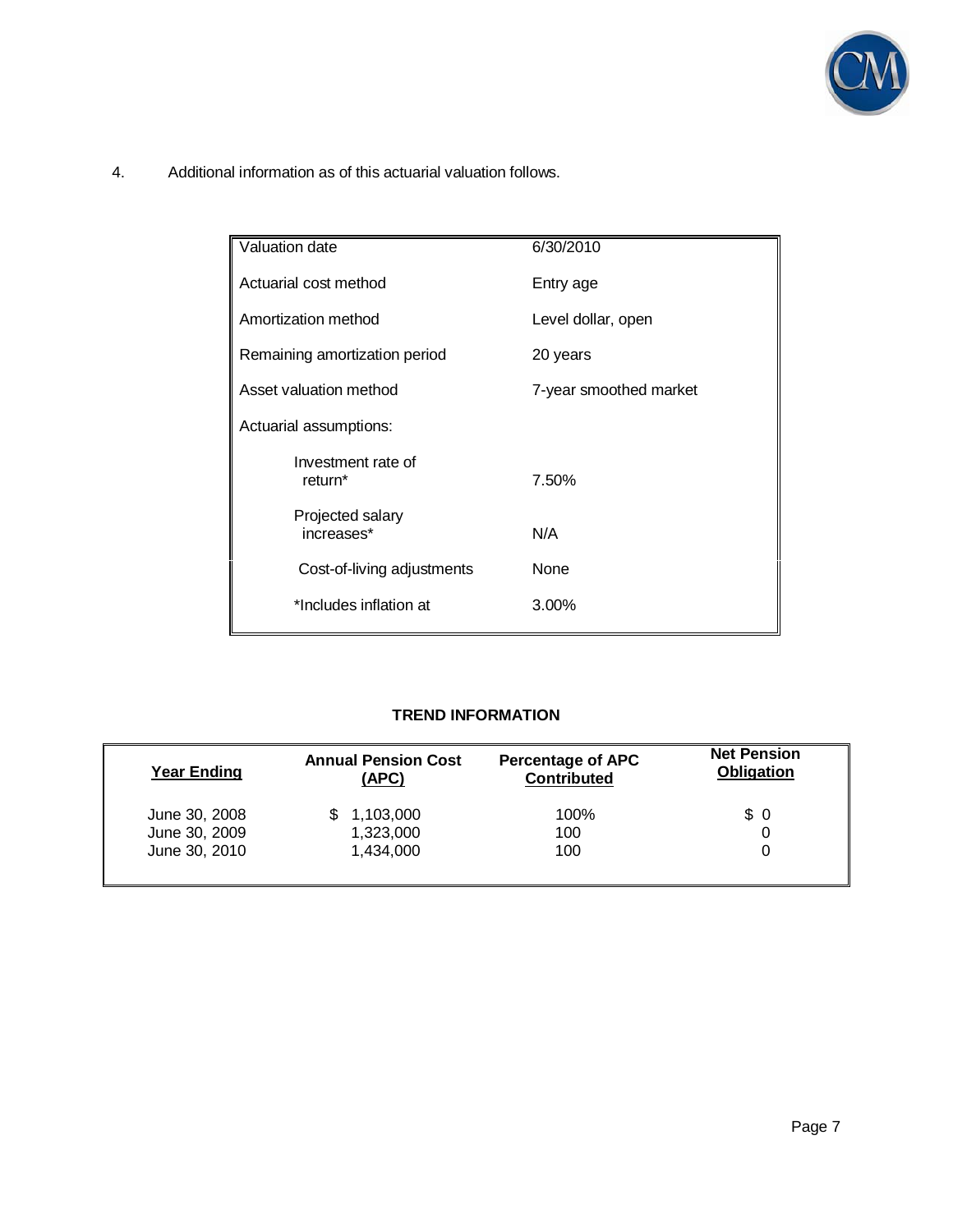4. Additional information as of this actuarial valuation follows.

| | |
|---|---|
| Valuation date | 6/30/2010 |
| Actuarial cost method | Entry age |
| Amortization method | Level dollar, open |
| Remaining amortization period | 20 years |
| Asset valuation method | 7-year smoothed market |
| Actuarial assumptions: | |
| Investment rate of return* | 7.50% |
| Projected salary increases* | N/A |
| Cost-of-living adjustments | None |
| *Includes inflation at | 3.00% |

**TREND INFORMATION**

| Year Ending | Annual Pension Cost (APC) | Percentage of APC Contributed | Net Pension Obligation |
|---|---|---|---|
| June 30, 2008 | $ 1,103,000 | 100% | $ 0 |
| June 30, 2009 | 1,323,000 | 100 | 0 |
| June 30, 2010 | 1,434,000 | 100 | 0 |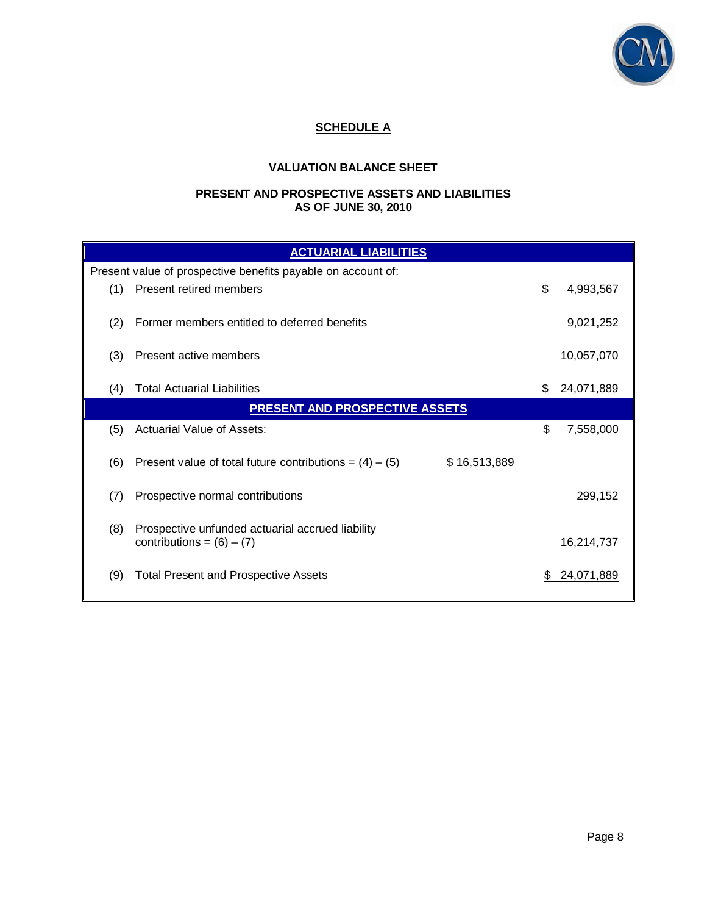## SCHEDULE A

### VALUATION BALANCE SHEET

### PRESENT AND PROSPECTIVE ASSETS AND LIABILITIES
### AS OF JUNE 30, 2010

| | | | |
|---|---|---|---|
| **ACTUARIAL LIABILITIES** | | | |
| Present value of prospective benefits payable on account of: | | | |
| (1) | Present retired members | | $ 4,993,567 |
| (2) | Former members entitled to deferred benefits | | 9,021,252 |
| (3) | Present active members | | 10,057,070 |
| (4) | Total Actuarial Liabilities | | $ 24,071,889 |
| **PRESENT AND PROSPECTIVE ASSETS** | | | |
| (5) | Actuarial Value of Assets: | | $ 7,558,000 |
| (6) | Present value of total future contributions = (4) – (5) | $ 16,513,889 | |
| (7) | Prospective normal contributions | | 299,152 |
| (8) | Prospective unfunded actuarial accrued liability contributions = (6) – (7) | | 16,214,737 |
| (9) | Total Present and Prospective Assets | | $ 24,071,889 |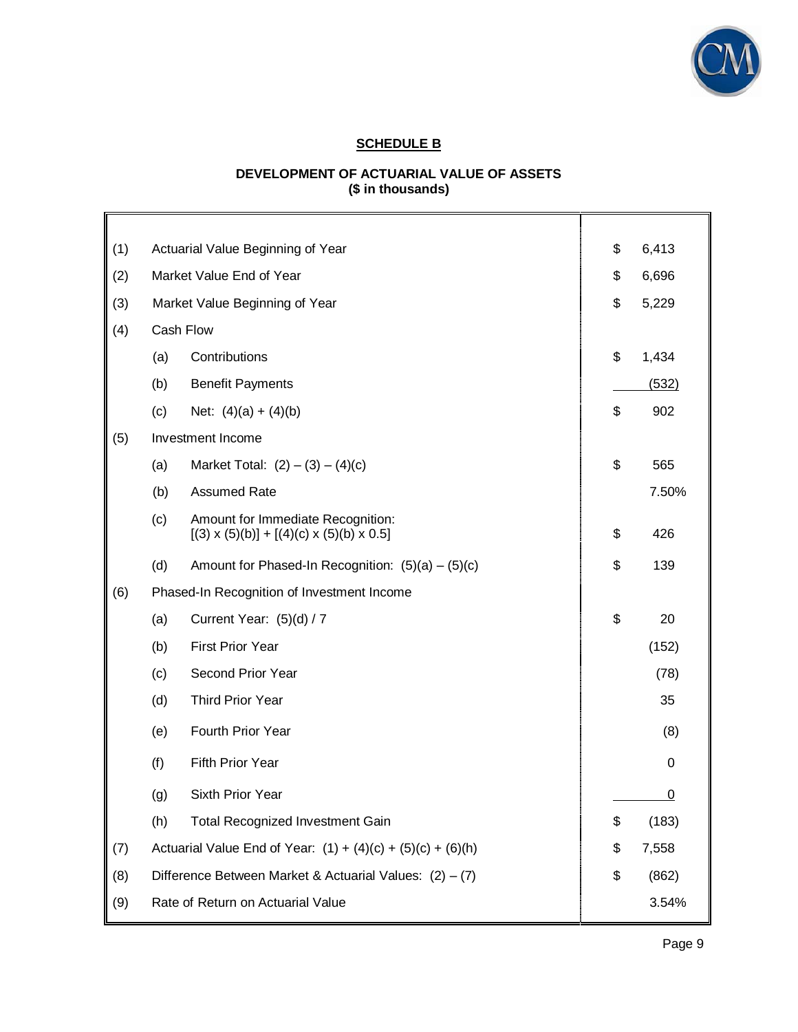# SCHEDULE B

## DEVELOPMENT OF ACTUARIAL VALUE OF ASSETS
## ($ in thousands)

| | | | |
|---|---|---|---|
| (1) | | Actuarial Value Beginning of Year | $ 6,413 |
| (2) | | Market Value End of Year | $ 6,696 |
| (3) | | Market Value Beginning of Year | $ 5,229 |
| (4) | | Cash Flow | |
| | (a) | Contributions | $ 1,434 |
| | (b) | Benefit Payments | (532) |
| | (c) | Net: (4)(a) + (4)(b) | $ 902 |
| (5) | | Investment Income | |
| | (a) | Market Total: (2) – (3) – (4)(c) | $ 565 |
| | (b) | Assumed Rate | 7.50% |
| | (c) | Amount for Immediate Recognition: [(3) x (5)(b)] + [(4)(c) x (5)(b) x 0.5] | $ 426 |
| | (d) | Amount for Phased-In Recognition: (5)(a) – (5)(c) | $ 139 |
| (6) | | Phased-In Recognition of Investment Income | |
| | (a) | Current Year: (5)(d) / 7 | $ 20 |
| | (b) | First Prior Year | (152) |
| | (c) | Second Prior Year | (78) |
| | (d) | Third Prior Year | 35 |
| | (e) | Fourth Prior Year | (8) |
| | (f) | Fifth Prior Year | 0 |
| | (g) | Sixth Prior Year | 0 |
| | (h) | Total Recognized Investment Gain | $ (183) |
| (7) | | Actuarial Value End of Year: (1) + (4)(c) + (5)(c) + (6)(h) | $ 7,558 |
| (8) | | Difference Between Market & Actuarial Values: (2) – (7) | $ (862) |
| (9) | | Rate of Return on Actuarial Value | 3.54% |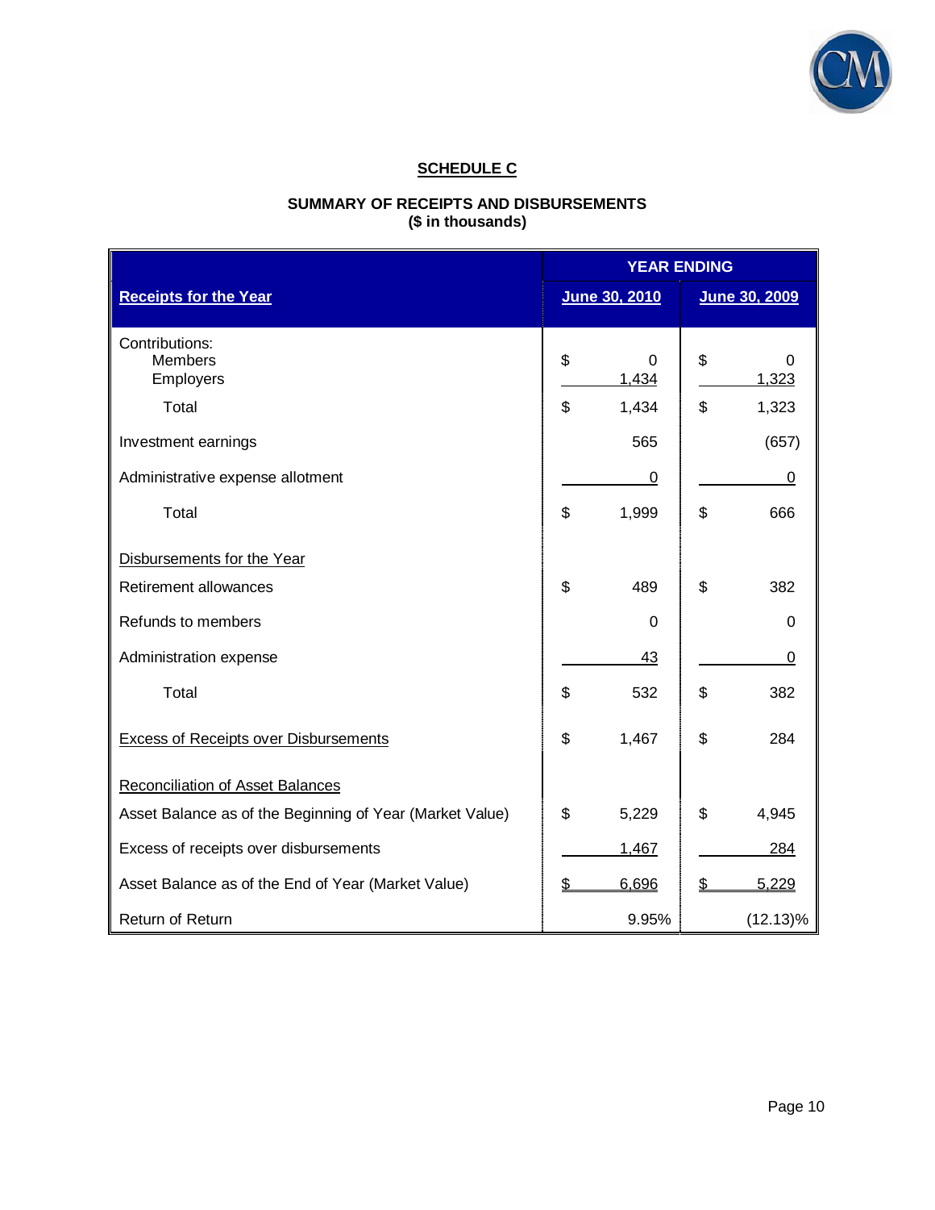## SCHEDULE C

### SUMMARY OF RECEIPTS AND DISBURSEMENTS
### ($ in thousands)

| | YEAR ENDING | |
|---|---|---|
| **Receipts for the Year** | **June 30, 2010** | **June 30, 2009** |
| Contributions: | | |
| Members | $ 0 | $ 0 |
| Employers | 1,434 | 1,323 |
| Total | $ 1,434 | $ 1,323 |
| Investment earnings | 565 | (657) |
| Administrative expense allotment | 0 | 0 |
| Total | $ 1,999 | $ 666 |
| Disbursements for the Year | | |
| Retirement allowances | $ 489 | $ 382 |
| Refunds to members | 0 | 0 |
| Administration expense | 43 | 0 |
| Total | $ 532 | $ 382 |
| Excess of Receipts over Disbursements | $ 1,467 | $ 284 |
| Reconciliation of Asset Balances | | |
| Asset Balance as of the Beginning of Year (Market Value) | $ 5,229 | $ 4,945 |
| Excess of receipts over disbursements | 1,467 | 284 |
| Asset Balance as of the End of Year (Market Value) | $ 6,696 | $ 5,229 |
| Return of Return | 9.95% | (12.13)% |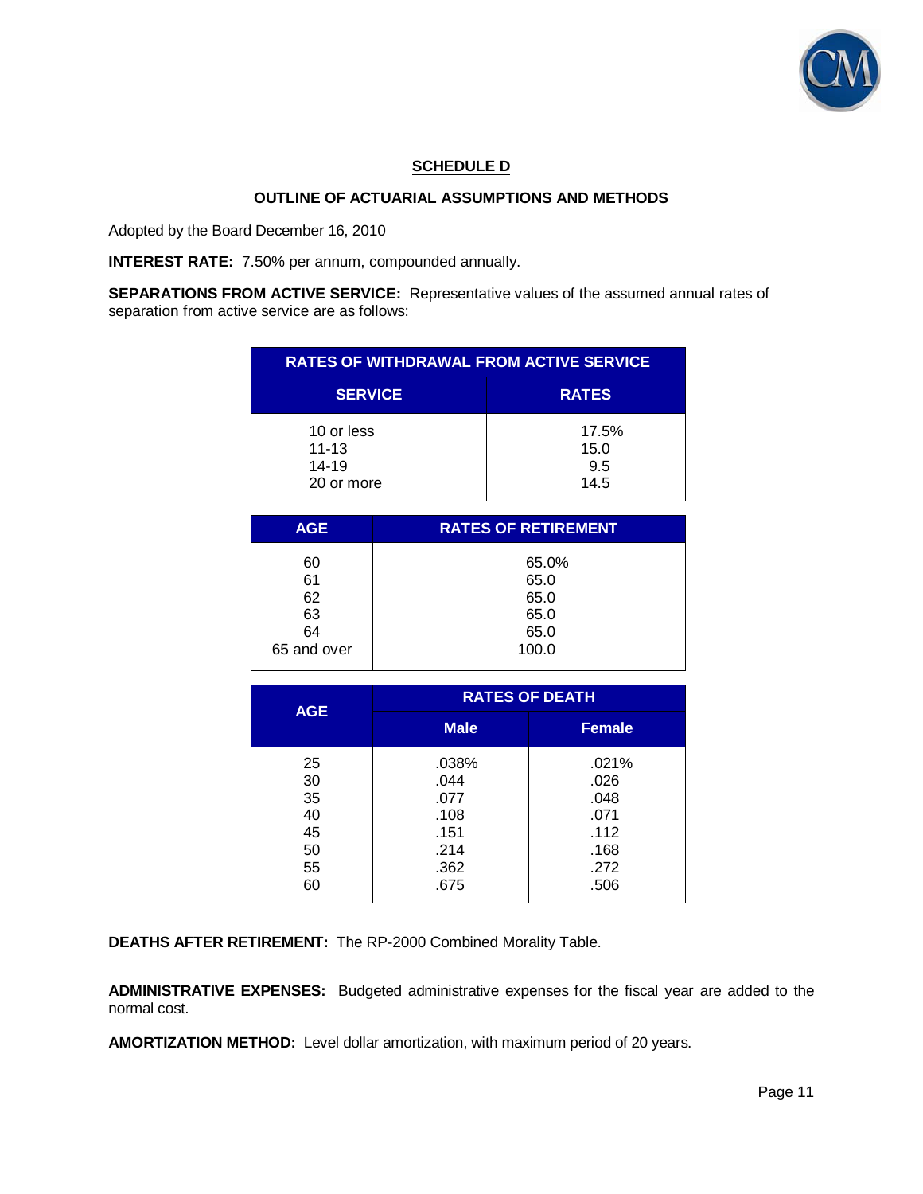## SCHEDULE D

### OUTLINE OF ACTUARIAL ASSUMPTIONS AND METHODS

Adopted by the Board December 16, 2010

**INTEREST RATE:** 7.50% per annum, compounded annually.

**SEPARATIONS FROM ACTIVE SERVICE:** Representative values of the assumed annual rates of separation from active service are as follows:

| RATES OF WITHDRAWAL FROM ACTIVE SERVICE | |
|---|---|
| **SERVICE** | **RATES** |
| 10 or less | 17.5% |
| 11-13 | 15.0 |
| 14-19 | 9.5 |
| 20 or more | 14.5 |

| AGE | RATES OF RETIREMENT |
|---|---|
| 60 | 65.0% |
| 61 | 65.0 |
| 62 | 65.0 |
| 63 | 65.0 |
| 64 | 65.0 |
| 65 and over | 100.0 |

| AGE | RATES OF DEATH | |
|---|---|---|
| | **Male** | **Female** |
| 25 | .038% | .021% |
| 30 | .044 | .026 |
| 35 | .077 | .048 |
| 40 | .108 | .071 |
| 45 | .151 | .112 |
| 50 | .214 | .168 |
| 55 | .362 | .272 |
| 60 | .675 | .506 |

**DEATHS AFTER RETIREMENT:** The RP-2000 Combined Morality Table.

**ADMINISTRATIVE EXPENSES:** Budgeted administrative expenses for the fiscal year are added to the normal cost.

**AMORTIZATION METHOD:** Level dollar amortization, with maximum period of 20 years.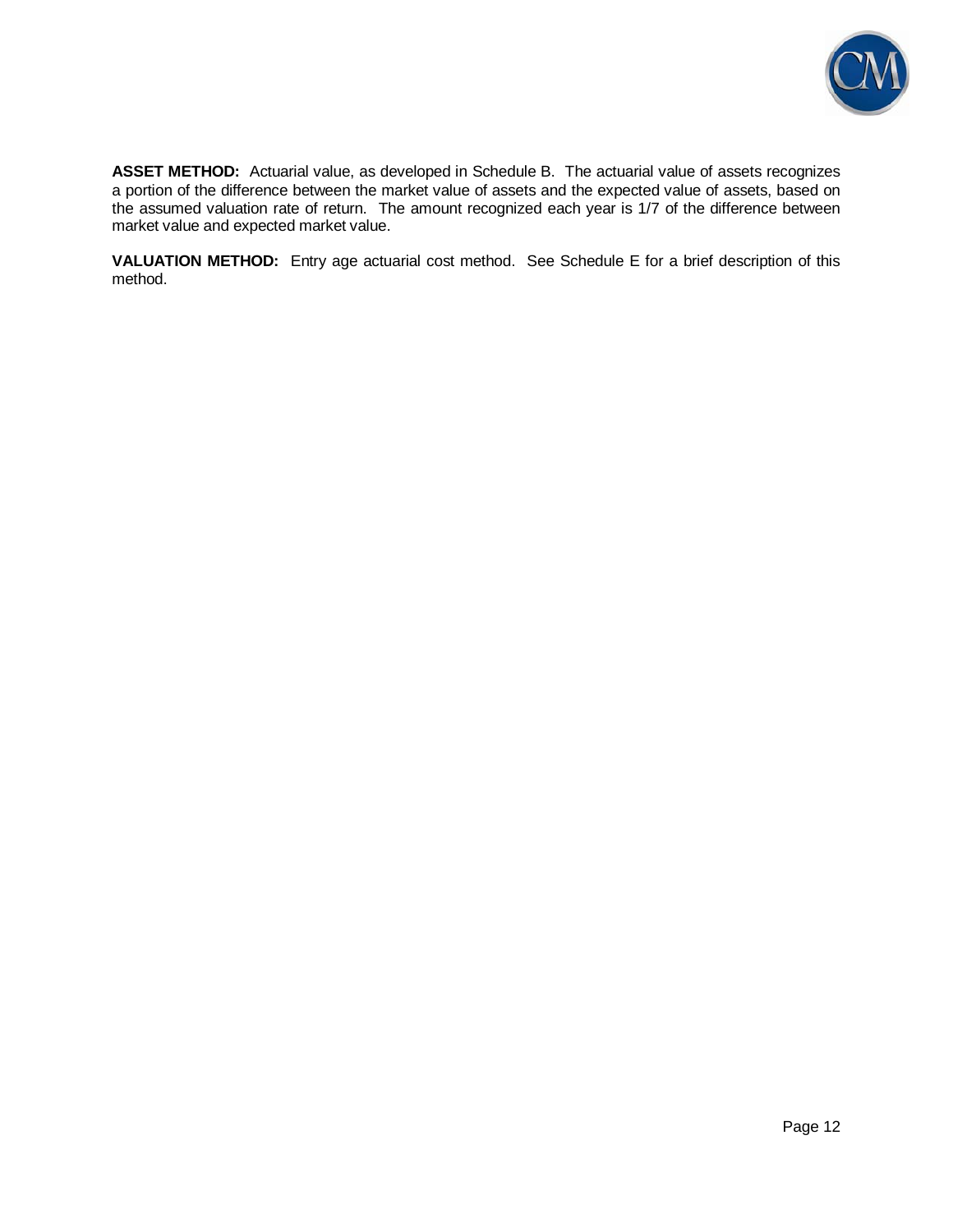**ASSET METHOD:** Actuarial value, as developed in Schedule B. The actuarial value of assets recognizes a portion of the difference between the market value of assets and the expected value of assets, based on the assumed valuation rate of return. The amount recognized each year is 1/7 of the difference between market value and expected market value.

**VALUATION METHOD:** Entry age actuarial cost method. See Schedule E for a brief description of this method.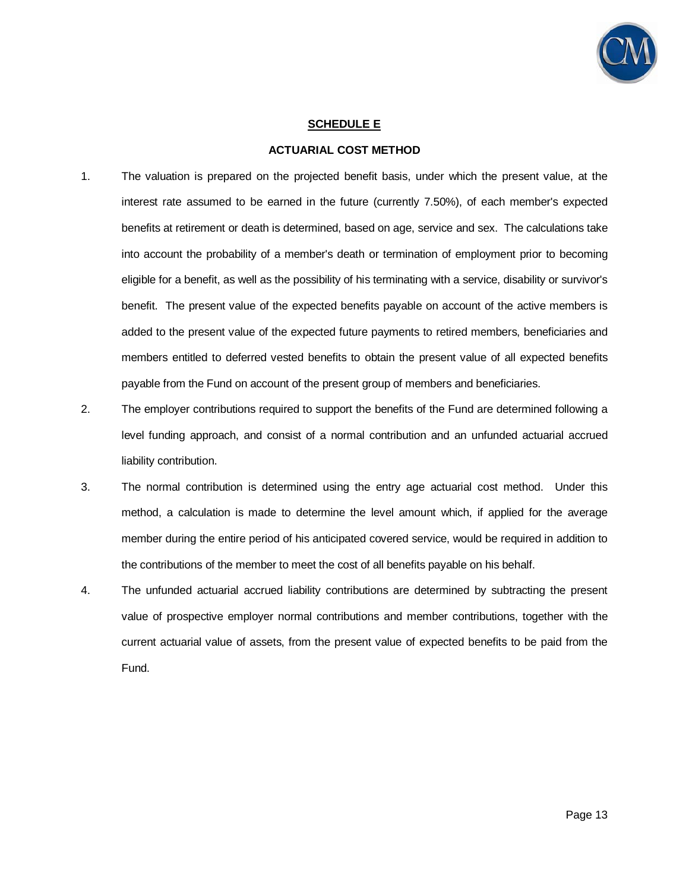## SCHEDULE E

### ACTUARIAL COST METHOD

1. The valuation is prepared on the projected benefit basis, under which the present value, at the interest rate assumed to be earned in the future (currently 7.50%), of each member's expected benefits at retirement or death is determined, based on age, service and sex. The calculations take into account the probability of a member's death or termination of employment prior to becoming eligible for a benefit, as well as the possibility of his terminating with a service, disability or survivor's benefit. The present value of the expected benefits payable on account of the active members is added to the present value of the expected future payments to retired members, beneficiaries and members entitled to deferred vested benefits to obtain the present value of all expected benefits payable from the Fund on account of the present group of members and beneficiaries.

2. The employer contributions required to support the benefits of the Fund are determined following a level funding approach, and consist of a normal contribution and an unfunded actuarial accrued liability contribution.

3. The normal contribution is determined using the entry age actuarial cost method. Under this method, a calculation is made to determine the level amount which, if applied for the average member during the entire period of his anticipated covered service, would be required in addition to the contributions of the member to meet the cost of all benefits payable on his behalf.

4. The unfunded actuarial accrued liability contributions are determined by subtracting the present value of prospective employer normal contributions and member contributions, together with the current actuarial value of assets, from the present value of expected benefits to be paid from the Fund.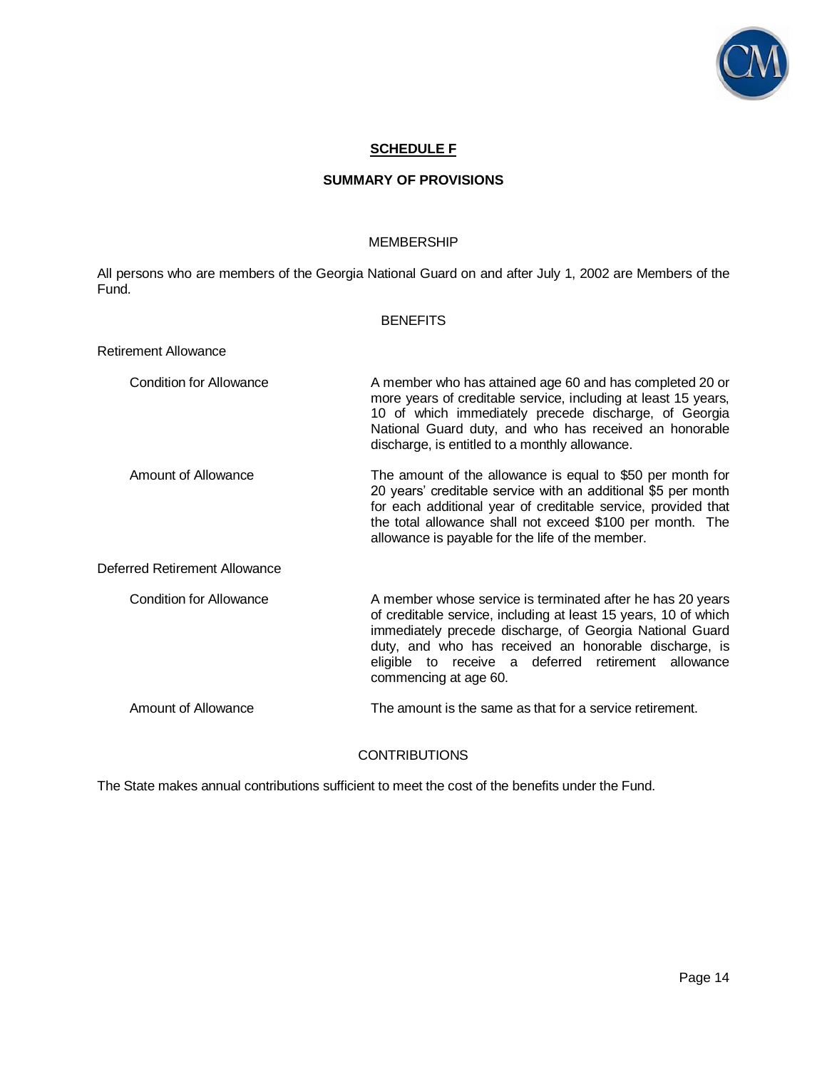## SCHEDULE F

### SUMMARY OF PROVISIONS

MEMBERSHIP

All persons who are members of the Georgia National Guard on and after July 1, 2002 are Members of the Fund.

BENEFITS

Retirement Allowance

| | |
|---|---|
| Condition for Allowance | A member who has attained age 60 and has completed 20 or more years of creditable service, including at least 15 years, 10 of which immediately precede discharge, of Georgia National Guard duty, and who has received an honorable discharge, is entitled to a monthly allowance. |
| Amount of Allowance | The amount of the allowance is equal to \$50 per month for 20 years' creditable service with an additional \$5 per month for each additional year of creditable service, provided that the total allowance shall not exceed \$100 per month. The allowance is payable for the life of the member. |

Deferred Retirement Allowance

| | |
|---|---|
| Condition for Allowance | A member whose service is terminated after he has 20 years of creditable service, including at least 15 years, 10 of which immediately precede discharge, of Georgia National Guard duty, and who has received an honorable discharge, is eligible to receive a deferred retirement allowance commencing at age 60. |
| Amount of Allowance | The amount is the same as that for a service retirement. |

CONTRIBUTIONS

The State makes annual contributions sufficient to meet the cost of the benefits under the Fund.